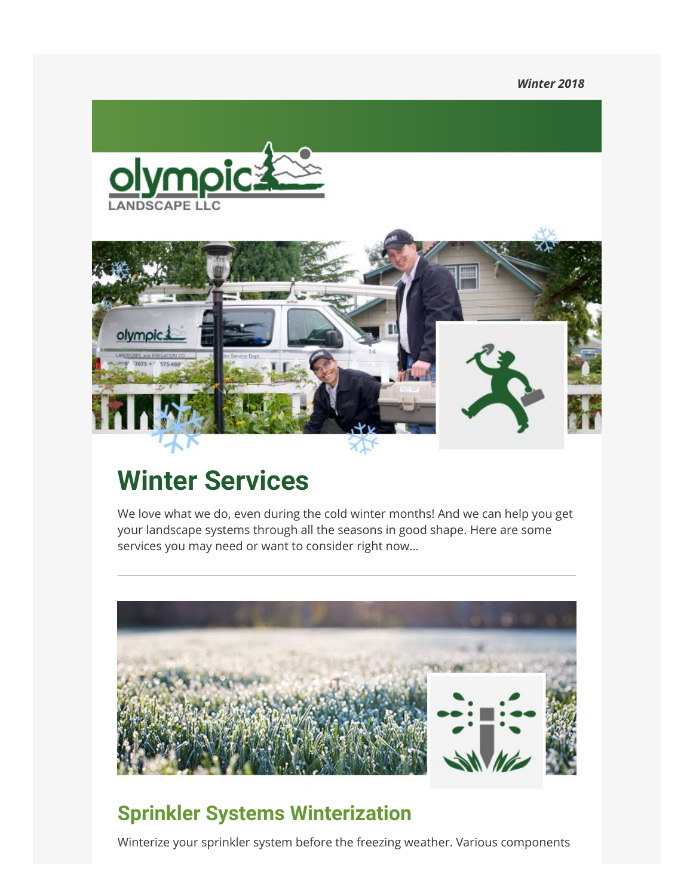*Winter 2018*

olympic
LANDSCAPE LLC

# Winter Services

We love what we do, even during the cold winter months! And we can help you get your landscape systems through all the seasons in good shape. Here are some services you may need or want to consider right now...

---

## Sprinkler Systems Winterization

Winterize your sprinkler system before the freezing weather. Various components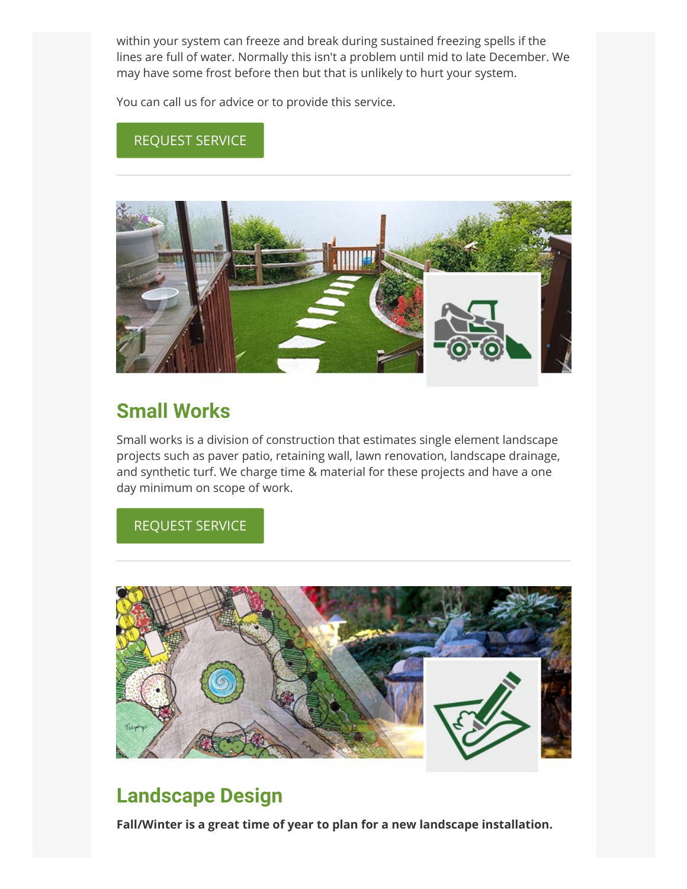within your system can freeze and break during sustained freezing spells if the lines are full of water. Normally this isn't a problem until mid to late December. We may have some frost before then but that is unlikely to hurt your system.

You can call us for advice or to provide this service.

REQUEST SERVICE

---

## Small Works

Small works is a division of construction that estimates single element landscape projects such as paver patio, retaining wall, lawn renovation, landscape drainage, and synthetic turf. We charge time & material for these projects and have a one day minimum on scope of work.

REQUEST SERVICE

---

## Landscape Design

**Fall/Winter is a great time of year to plan for a new landscape installation.**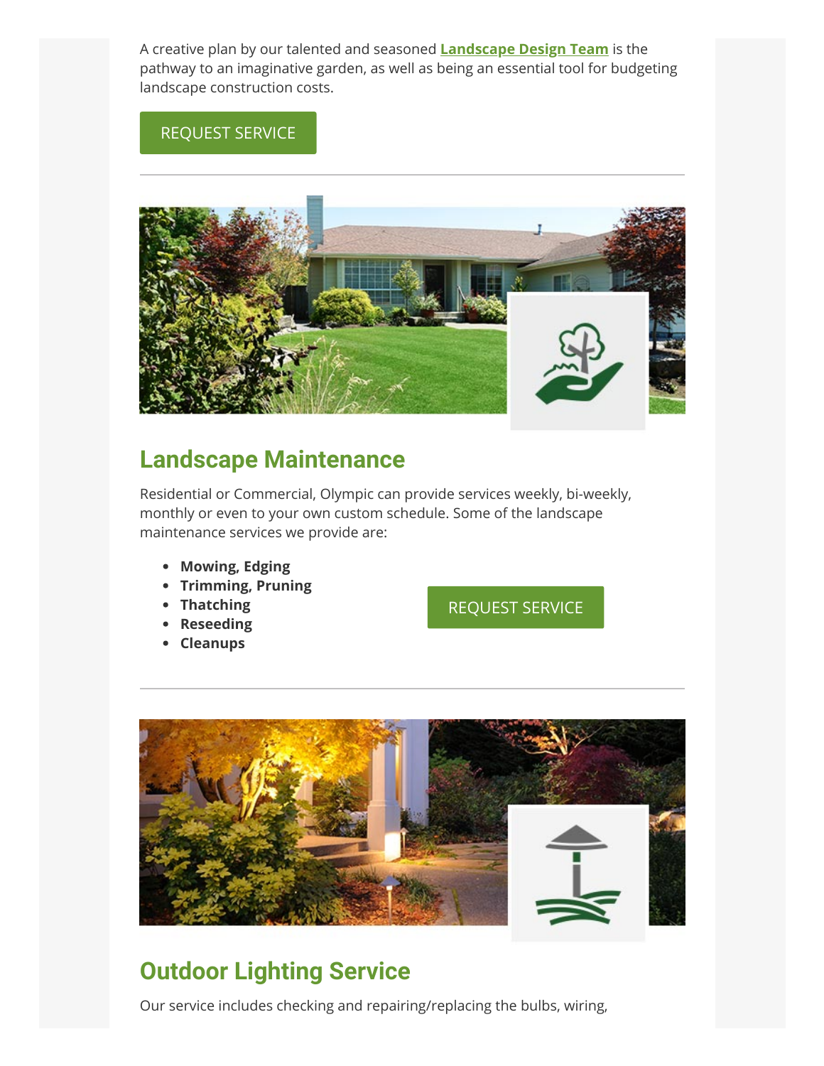A creative plan by our talented and seasoned **Landscape Design Team** is the pathway to an imaginative garden, as well as being an essential tool for budgeting landscape construction costs.

REQUEST SERVICE

---

## Landscape Maintenance

Residential or Commercial, Olympic can provide services weekly, bi-weekly, monthly or even to your own custom schedule. Some of the landscape maintenance services we provide are:

- **Mowing, Edging**
- **Trimming, Pruning**
- **Thatching**
- **Reseeding**
- **Cleanups**

REQUEST SERVICE

---

## Outdoor Lighting Service

Our service includes checking and repairing/replacing the bulbs, wiring,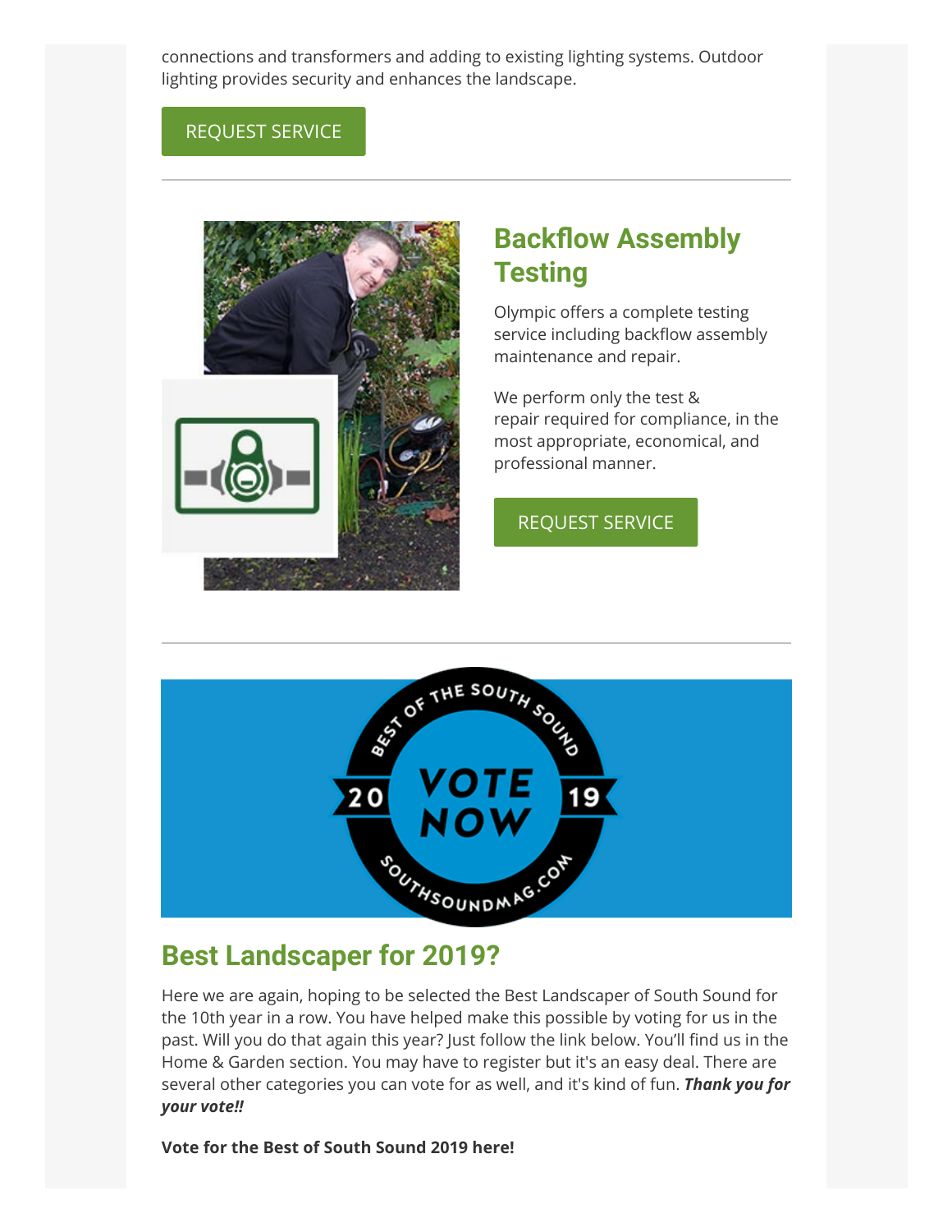connections and transformers and adding to existing lighting systems. Outdoor lighting provides security and enhances the landscape.

REQUEST SERVICE

---

## Backflow Assembly Testing

Olympic offers a complete testing service including backflow assembly maintenance and repair.

We perform only the test & repair required for compliance, in the most appropriate, economical, and professional manner.

REQUEST SERVICE

---

## Best Landscaper for 2019?

Here we are again, hoping to be selected the Best Landscaper of South Sound for the 10th year in a row. You have helped make this possible by voting for us in the past. Will you do that again this year? Just follow the link below. You'll find us in the Home & Garden section. You may have to register but it's an easy deal. There are several other categories you can vote for as well, and it's kind of fun. ***Thank you for your vote!!***

**Vote for the Best of South Sound 2019 here!**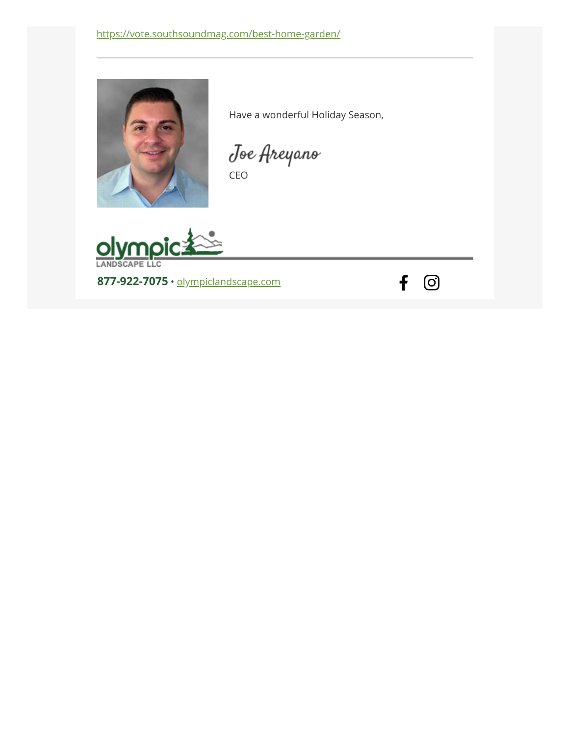https://vote.southsoundmag.com/best-home-garden/

---

Have a wonderful Holiday Season,

*Joe Areyano*
CEO

olympic
LANDSCAPE LLC

**877-922-7075** • olympiclandscape.com